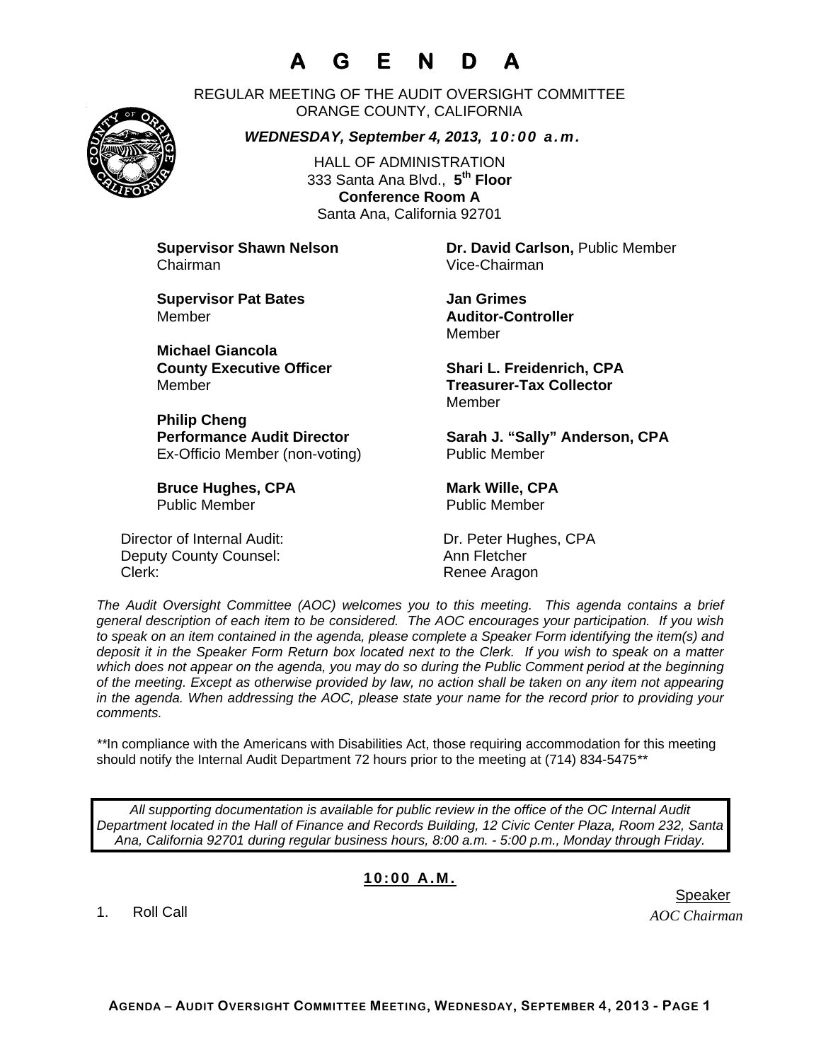# A G E N D A

REGULAR MEETING OF THE AUDIT OVERSIGHT COMMITTEE
ORANGE COUNTY, CALIFORNIA

***WEDNESDAY, September 4, 2013, 10:00 a.m.***

HALL OF ADMINISTRATION
333 Santa Ana Blvd., **5th Floor**
**Conference Room A**
Santa Ana, California 92701

**Supervisor Shawn Nelson**
Chairman

**Dr. David Carlson,** Public Member
Vice-Chairman

**Supervisor Pat Bates**
Member

**Jan Grimes**
**Auditor-Controller**
Member

**Michael Giancola**
**County Executive Officer**
Member

**Shari L. Freidenrich, CPA**
**Treasurer-Tax Collector**
Member

**Philip Cheng**
**Performance Audit Director**
Ex-Officio Member (non-voting)

**Sarah J. "Sally" Anderson, CPA**
Public Member

**Bruce Hughes, CPA**
Public Member

**Mark Wille, CPA**
Public Member

Director of Internal Audit: Dr. Peter Hughes, CPA
Deputy County Counsel: Ann Fletcher
Clerk: Renee Aragon

*The Audit Oversight Committee (AOC) welcomes you to this meeting. This agenda contains a brief general description of each item to be considered. The AOC encourages your participation. If you wish to speak on an item contained in the agenda, please complete a Speaker Form identifying the item(s) and deposit it in the Speaker Form Return box located next to the Clerk. If you wish to speak on a matter which does not appear on the agenda, you may do so during the Public Comment period at the beginning of the meeting. Except as otherwise provided by law, no action shall be taken on any item not appearing in the agenda. When addressing the AOC, please state your name for the record prior to providing your comments.*

\*\*In compliance with the Americans with Disabilities Act, those requiring accommodation for this meeting should notify the Internal Audit Department 72 hours prior to the meeting at (714) 834-5475\*\*

*All supporting documentation is available for public review in the office of the OC Internal Audit Department located in the Hall of Finance and Records Building, 12 Civic Center Plaza, Room 232, Santa Ana, California 92701 during regular business hours, 8:00 a.m. - 5:00 p.m., Monday through Friday.*

## 10:00 A.M.

| | Speaker |
|---|---|
| 1. Roll Call | *AOC Chairman* |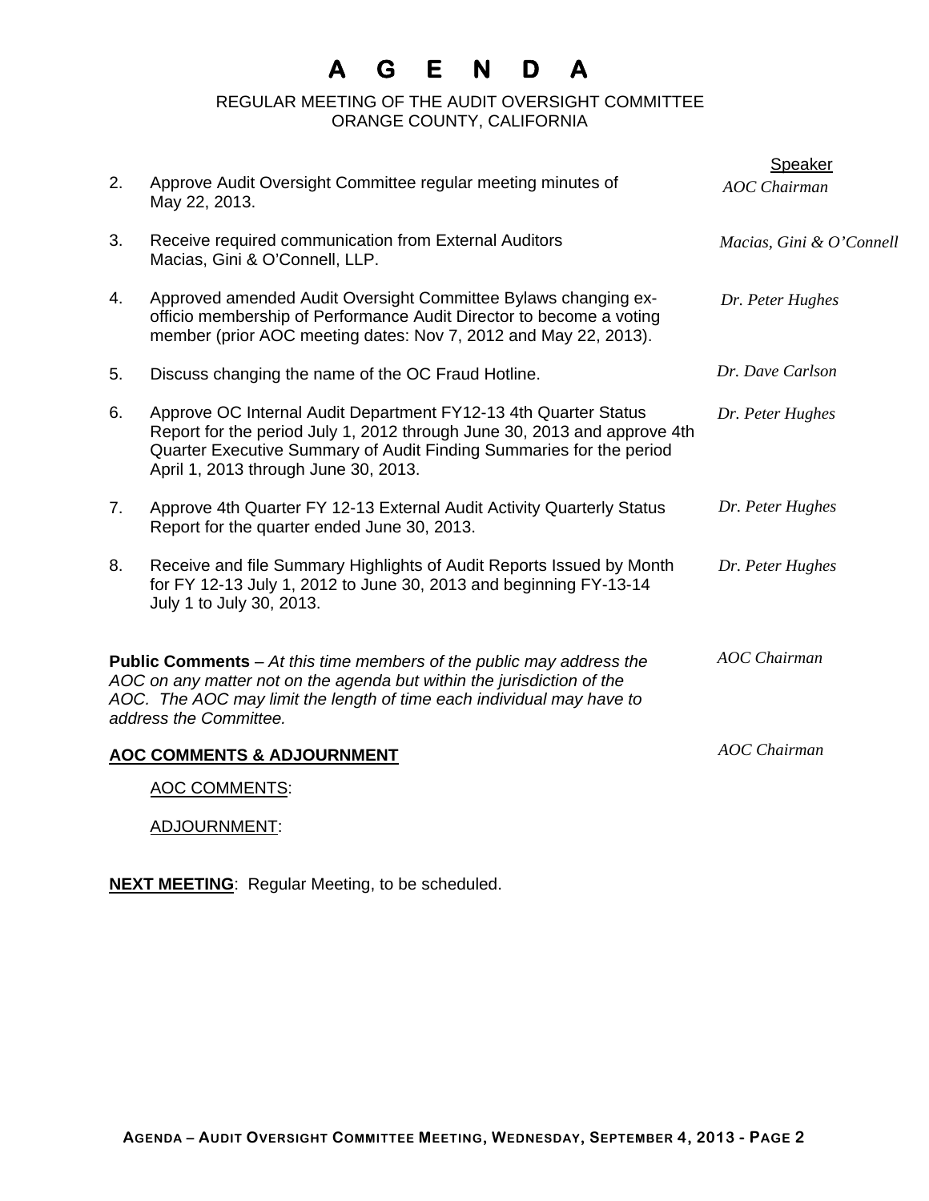# A G E N D A

REGULAR MEETING OF THE AUDIT OVERSIGHT COMMITTEE
ORANGE COUNTY, CALIFORNIA

| | | Speaker |
|---|---|---|
| 2. | Approve Audit Oversight Committee regular meeting minutes of May 22, 2013. | *AOC Chairman* |
| 3. | Receive required communication from External Auditors Macias, Gini & O'Connell, LLP. | *Macias, Gini & O'Connell* |
| 4. | Approved amended Audit Oversight Committee Bylaws changing ex-officio membership of Performance Audit Director to become a voting member (prior AOC meeting dates: Nov 7, 2012 and May 22, 2013). | *Dr. Peter Hughes* |
| 5. | Discuss changing the name of the OC Fraud Hotline. | *Dr. Dave Carlson* |
| 6. | Approve OC Internal Audit Department FY12-13 4th Quarter Status Report for the period July 1, 2012 through June 30, 2013 and approve 4th Quarter Executive Summary of Audit Finding Summaries for the period April 1, 2013 through June 30, 2013. | *Dr. Peter Hughes* |
| 7. | Approve 4th Quarter FY 12-13 External Audit Activity Quarterly Status Report for the quarter ended June 30, 2013. | *Dr. Peter Hughes* |
| 8. | Receive and file Summary Highlights of Audit Reports Issued by Month for FY 12-13 July 1, 2012 to June 30, 2013 and beginning FY-13-14 July 1 to July 30, 2013. | *Dr. Peter Hughes* |

**Public Comments** – *At this time members of the public may address the AOC on any matter not on the agenda but within the jurisdiction of the AOC. The AOC may limit the length of time each individual may have to address the Committee.* — *AOC Chairman*

**AOC COMMENTS & ADJOURNMENT** — *AOC Chairman*

AOC COMMENTS:

ADJOURNMENT:

**NEXT MEETING**: Regular Meeting, to be scheduled.